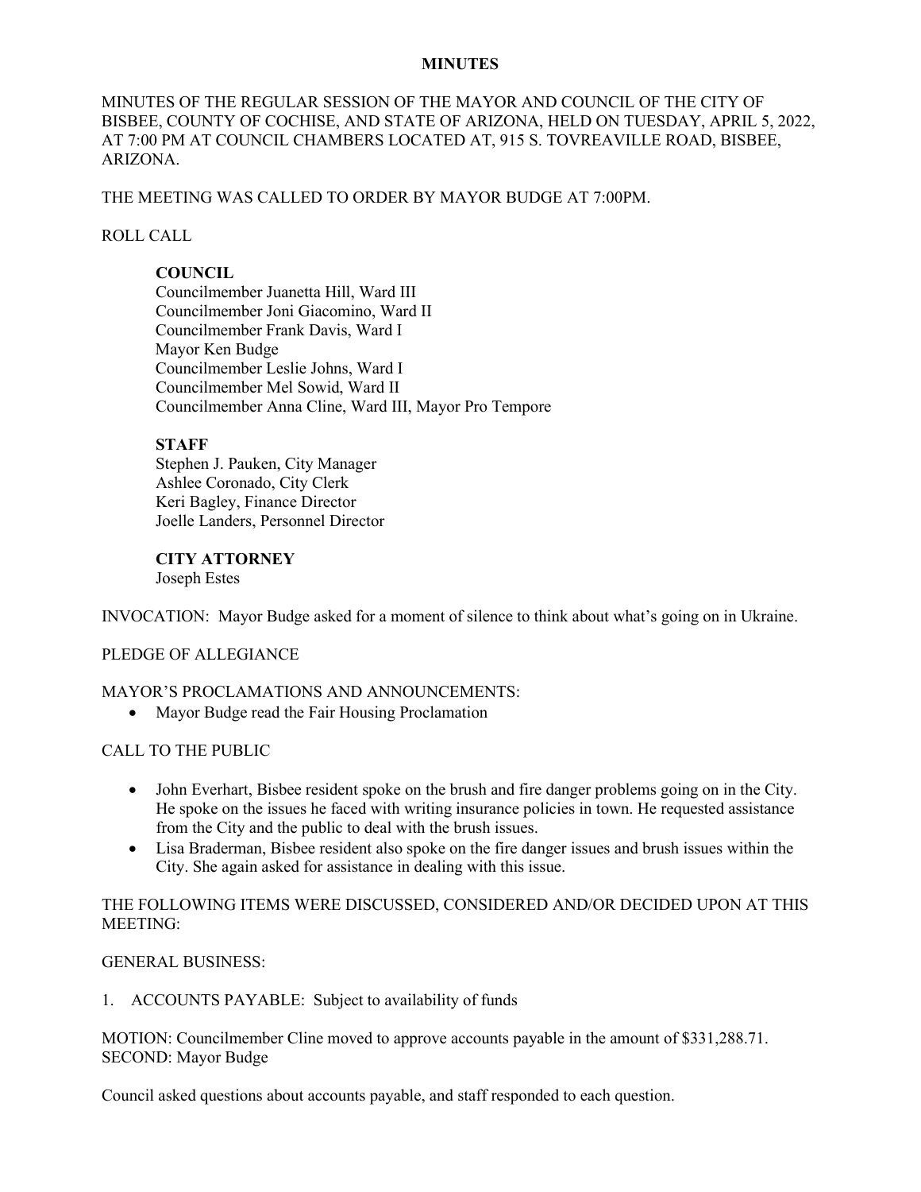# MINUTES

MINUTES OF THE REGULAR SESSION OF THE MAYOR AND COUNCIL OF THE CITY OF BISBEE, COUNTY OF COCHISE, AND STATE OF ARIZONA, HELD ON TUESDAY, APRIL 5, 2022, AT 7:00 PM AT COUNCIL CHAMBERS LOCATED AT, 915 S. TOVREAVILLE ROAD, BISBEE, ARIZONA.

THE MEETING WAS CALLED TO ORDER BY MAYOR BUDGE AT 7:00PM.

ROLL CALL

**COUNCIL**
Councilmember Juanetta Hill, Ward III
Councilmember Joni Giacomino, Ward II
Councilmember Frank Davis, Ward I
Mayor Ken Budge
Councilmember Leslie Johns, Ward I
Councilmember Mel Sowid, Ward II
Councilmember Anna Cline, Ward III, Mayor Pro Tempore

**STAFF**
Stephen J. Pauken, City Manager
Ashlee Coronado, City Clerk
Keri Bagley, Finance Director
Joelle Landers, Personnel Director

**CITY ATTORNEY**
Joseph Estes

INVOCATION: Mayor Budge asked for a moment of silence to think about what's going on in Ukraine.

PLEDGE OF ALLEGIANCE

MAYOR'S PROCLAMATIONS AND ANNOUNCEMENTS:

- Mayor Budge read the Fair Housing Proclamation

CALL TO THE PUBLIC

- John Everhart, Bisbee resident spoke on the brush and fire danger problems going on in the City. He spoke on the issues he faced with writing insurance policies in town. He requested assistance from the City and the public to deal with the brush issues.
- Lisa Braderman, Bisbee resident also spoke on the fire danger issues and brush issues within the City. She again asked for assistance in dealing with this issue.

THE FOLLOWING ITEMS WERE DISCUSSED, CONSIDERED AND/OR DECIDED UPON AT THIS MEETING:

GENERAL BUSINESS:

1. ACCOUNTS PAYABLE: Subject to availability of funds

MOTION: Councilmember Cline moved to approve accounts payable in the amount of $331,288.71.
SECOND: Mayor Budge

Council asked questions about accounts payable, and staff responded to each question.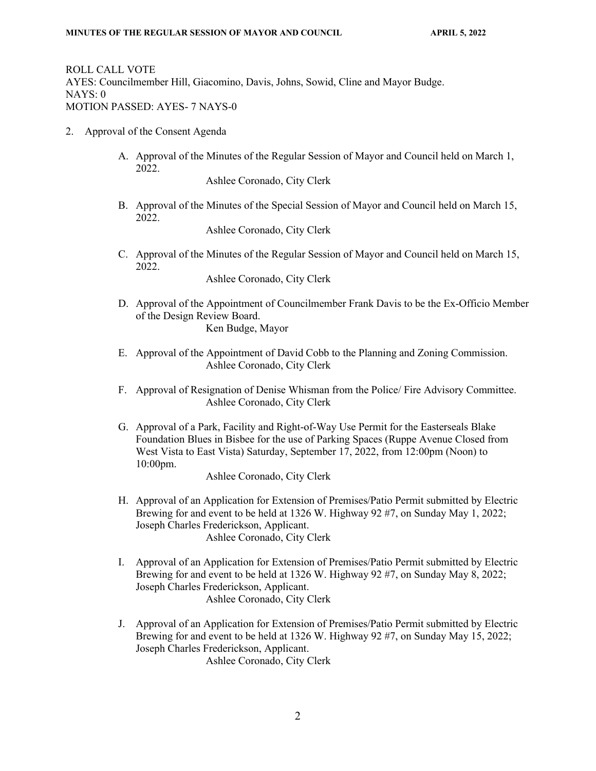ROLL CALL VOTE
AYES: Councilmember Hill, Giacomino, Davis, Johns, Sowid, Cline and Mayor Budge.
NAYS: 0
MOTION PASSED: AYES- 7 NAYS-0

2. Approval of the Consent Agenda

   A. Approval of the Minutes of the Regular Session of Mayor and Council held on March 1, 2022.
      Ashlee Coronado, City Clerk

   B. Approval of the Minutes of the Special Session of Mayor and Council held on March 15, 2022.
      Ashlee Coronado, City Clerk

   C. Approval of the Minutes of the Regular Session of Mayor and Council held on March 15, 2022.
      Ashlee Coronado, City Clerk

   D. Approval of the Appointment of Councilmember Frank Davis to be the Ex-Officio Member of the Design Review Board.
      Ken Budge, Mayor

   E. Approval of the Appointment of David Cobb to the Planning and Zoning Commission.
      Ashlee Coronado, City Clerk

   F. Approval of Resignation of Denise Whisman from the Police/ Fire Advisory Committee.
      Ashlee Coronado, City Clerk

   G. Approval of a Park, Facility and Right-of-Way Use Permit for the Easterseals Blake Foundation Blues in Bisbee for the use of Parking Spaces (Ruppe Avenue Closed from West Vista to East Vista) Saturday, September 17, 2022, from 12:00pm (Noon) to 10:00pm.
      Ashlee Coronado, City Clerk

   H. Approval of an Application for Extension of Premises/Patio Permit submitted by Electric Brewing for and event to be held at 1326 W. Highway 92 #7, on Sunday May 1, 2022; Joseph Charles Frederickson, Applicant.
      Ashlee Coronado, City Clerk

   I. Approval of an Application for Extension of Premises/Patio Permit submitted by Electric Brewing for and event to be held at 1326 W. Highway 92 #7, on Sunday May 8, 2022; Joseph Charles Frederickson, Applicant.
      Ashlee Coronado, City Clerk

   J. Approval of an Application for Extension of Premises/Patio Permit submitted by Electric Brewing for and event to be held at 1326 W. Highway 92 #7, on Sunday May 15, 2022; Joseph Charles Frederickson, Applicant.
      Ashlee Coronado, City Clerk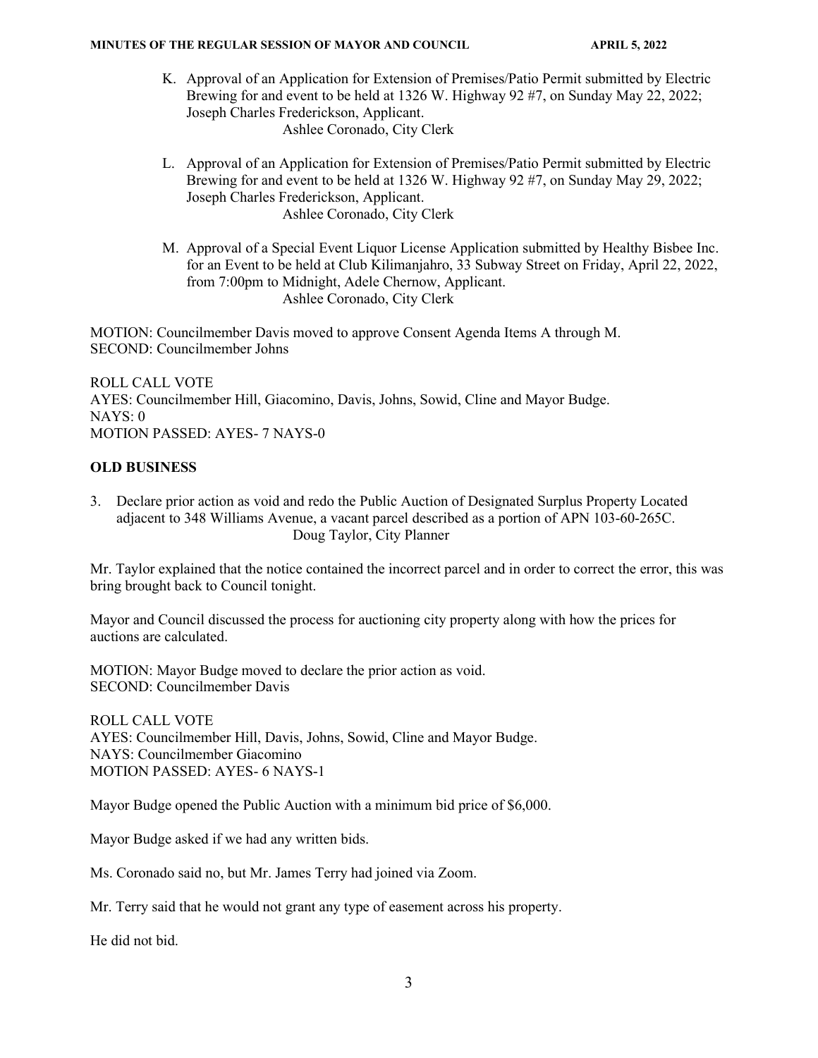K. Approval of an Application for Extension of Premises/Patio Permit submitted by Electric Brewing for and event to be held at 1326 W. Highway 92 #7, on Sunday May 22, 2022; Joseph Charles Frederickson, Applicant.
Ashlee Coronado, City Clerk

L. Approval of an Application for Extension of Premises/Patio Permit submitted by Electric Brewing for and event to be held at 1326 W. Highway 92 #7, on Sunday May 29, 2022; Joseph Charles Frederickson, Applicant.
Ashlee Coronado, City Clerk

M. Approval of a Special Event Liquor License Application submitted by Healthy Bisbee Inc. for an Event to be held at Club Kilimanjahro, 33 Subway Street on Friday, April 22, 2022, from 7:00pm to Midnight, Adele Chernow, Applicant.
Ashlee Coronado, City Clerk

MOTION: Councilmember Davis moved to approve Consent Agenda Items A through M.
SECOND: Councilmember Johns

ROLL CALL VOTE
AYES: Councilmember Hill, Giacomino, Davis, Johns, Sowid, Cline and Mayor Budge.
NAYS: 0
MOTION PASSED: AYES- 7 NAYS-0

## OLD BUSINESS

3. Declare prior action as void and redo the Public Auction of Designated Surplus Property Located adjacent to 348 Williams Avenue, a vacant parcel described as a portion of APN 103-60-265C.
Doug Taylor, City Planner

Mr. Taylor explained that the notice contained the incorrect parcel and in order to correct the error, this was bring brought back to Council tonight.

Mayor and Council discussed the process for auctioning city property along with how the prices for auctions are calculated.

MOTION: Mayor Budge moved to declare the prior action as void.
SECOND: Councilmember Davis

ROLL CALL VOTE
AYES: Councilmember Hill, Davis, Johns, Sowid, Cline and Mayor Budge.
NAYS: Councilmember Giacomino
MOTION PASSED: AYES- 6 NAYS-1

Mayor Budge opened the Public Auction with a minimum bid price of $6,000.

Mayor Budge asked if we had any written bids.

Ms. Coronado said no, but Mr. James Terry had joined via Zoom.

Mr. Terry said that he would not grant any type of easement across his property.

He did not bid.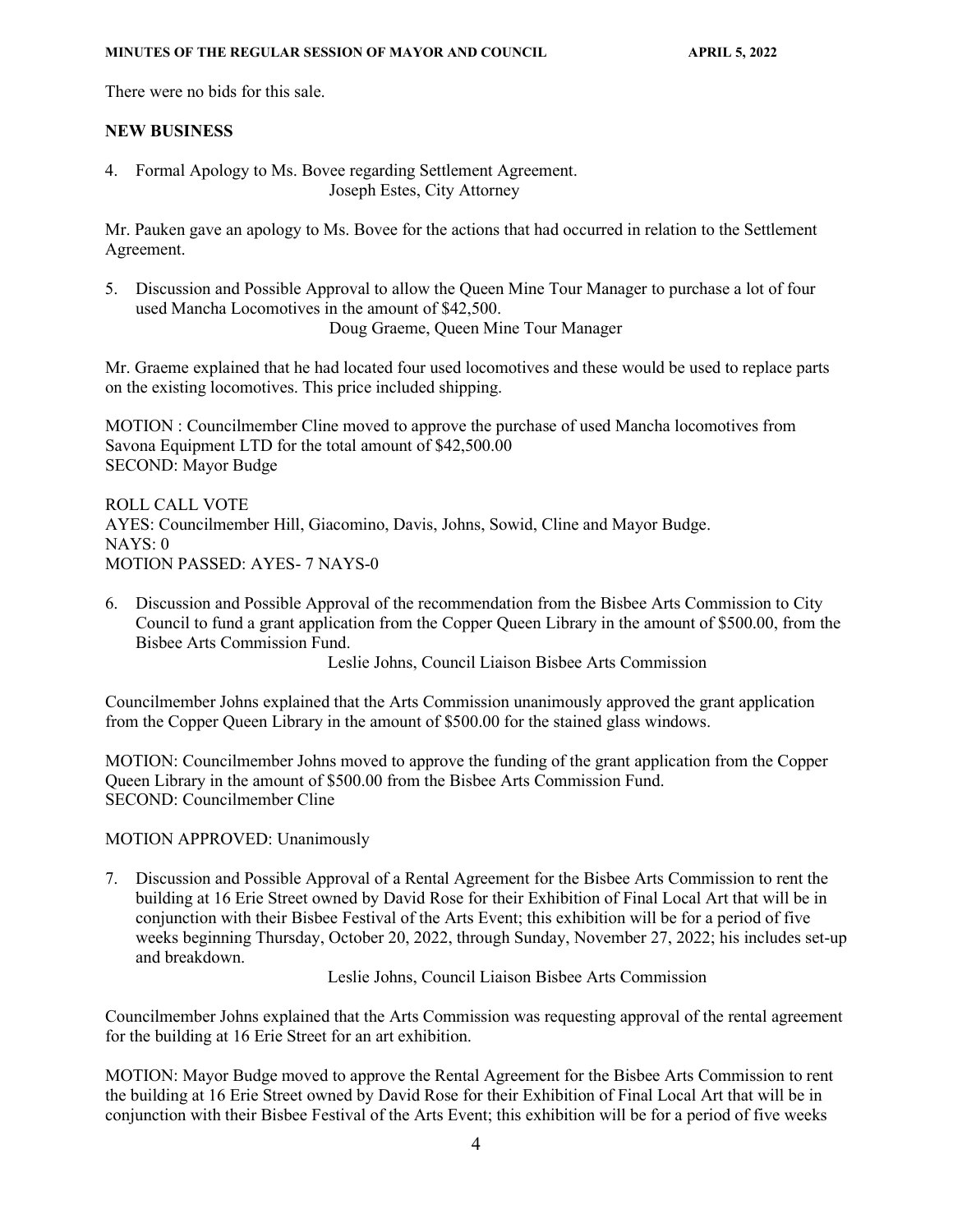There were no bids for this sale.

**NEW BUSINESS**

4. Formal Apology to Ms. Bovee regarding Settlement Agreement.
   Joseph Estes, City Attorney

Mr. Pauken gave an apology to Ms. Bovee for the actions that had occurred in relation to the Settlement Agreement.

5. Discussion and Possible Approval to allow the Queen Mine Tour Manager to purchase a lot of four used Mancha Locomotives in the amount of $42,500.
   Doug Graeme, Queen Mine Tour Manager

Mr. Graeme explained that he had located four used locomotives and these would be used to replace parts on the existing locomotives. This price included shipping.

MOTION : Councilmember Cline moved to approve the purchase of used Mancha locomotives from Savona Equipment LTD for the total amount of $42,500.00
SECOND: Mayor Budge

ROLL CALL VOTE
AYES: Councilmember Hill, Giacomino, Davis, Johns, Sowid, Cline and Mayor Budge.
NAYS: 0
MOTION PASSED: AYES- 7 NAYS-0

6. Discussion and Possible Approval of the recommendation from the Bisbee Arts Commission to City Council to fund a grant application from the Copper Queen Library in the amount of $500.00, from the Bisbee Arts Commission Fund.
   Leslie Johns, Council Liaison Bisbee Arts Commission

Councilmember Johns explained that the Arts Commission unanimously approved the grant application from the Copper Queen Library in the amount of $500.00 for the stained glass windows.

MOTION: Councilmember Johns moved to approve the funding of the grant application from the Copper Queen Library in the amount of $500.00 from the Bisbee Arts Commission Fund.
SECOND: Councilmember Cline

MOTION APPROVED: Unanimously

7. Discussion and Possible Approval of a Rental Agreement for the Bisbee Arts Commission to rent the building at 16 Erie Street owned by David Rose for their Exhibition of Final Local Art that will be in conjunction with their Bisbee Festival of the Arts Event; this exhibition will be for a period of five weeks beginning Thursday, October 20, 2022, through Sunday, November 27, 2022; his includes set-up and breakdown.
   Leslie Johns, Council Liaison Bisbee Arts Commission

Councilmember Johns explained that the Arts Commission was requesting approval of the rental agreement for the building at 16 Erie Street for an art exhibition.

MOTION: Mayor Budge moved to approve the Rental Agreement for the Bisbee Arts Commission to rent the building at 16 Erie Street owned by David Rose for their Exhibition of Final Local Art that will be in conjunction with their Bisbee Festival of the Arts Event; this exhibition will be for a period of five weeks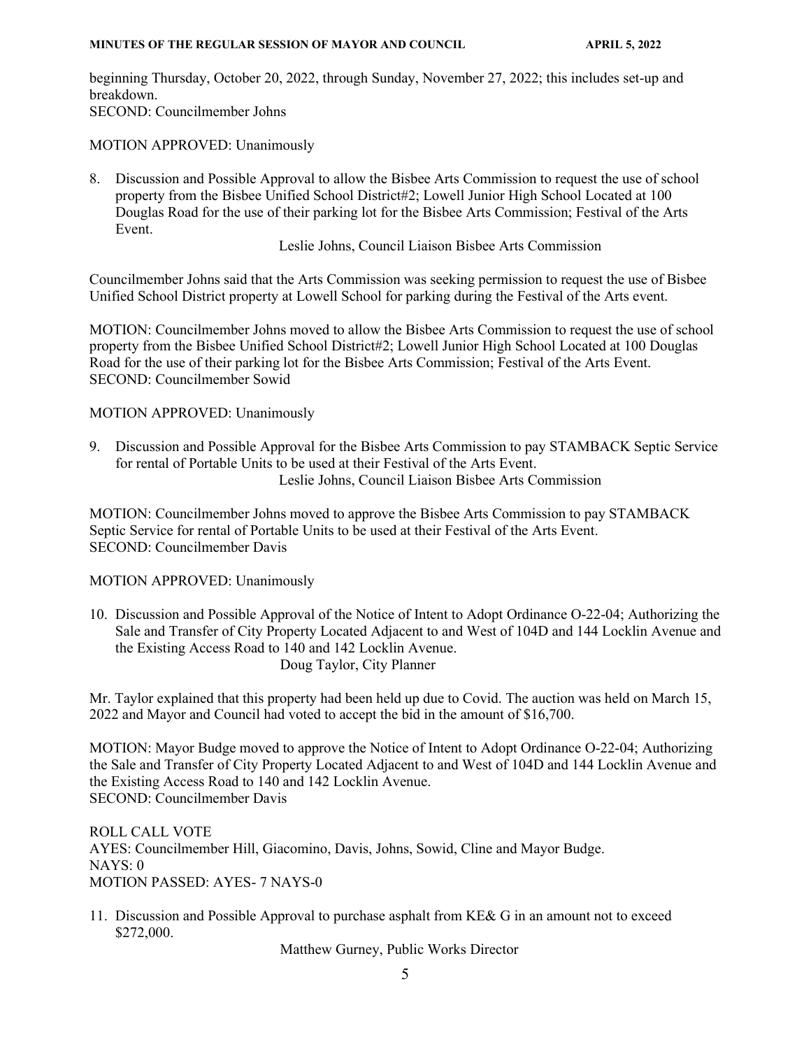beginning Thursday, October 20, 2022, through Sunday, November 27, 2022; this includes set-up and breakdown.
SECOND: Councilmember Johns

MOTION APPROVED: Unanimously

8. Discussion and Possible Approval to allow the Bisbee Arts Commission to request the use of school property from the Bisbee Unified School District#2; Lowell Junior High School Located at 100 Douglas Road for the use of their parking lot for the Bisbee Arts Commission; Festival of the Arts Event.

   Leslie Johns, Council Liaison Bisbee Arts Commission

Councilmember Johns said that the Arts Commission was seeking permission to request the use of Bisbee Unified School District property at Lowell School for parking during the Festival of the Arts event.

MOTION: Councilmember Johns moved to allow the Bisbee Arts Commission to request the use of school property from the Bisbee Unified School District#2; Lowell Junior High School Located at 100 Douglas Road for the use of their parking lot for the Bisbee Arts Commission; Festival of the Arts Event.
SECOND: Councilmember Sowid

MOTION APPROVED: Unanimously

9. Discussion and Possible Approval for the Bisbee Arts Commission to pay STAMBACK Septic Service for rental of Portable Units to be used at their Festival of the Arts Event.

   Leslie Johns, Council Liaison Bisbee Arts Commission

MOTION: Councilmember Johns moved to approve the Bisbee Arts Commission to pay STAMBACK Septic Service for rental of Portable Units to be used at their Festival of the Arts Event.
SECOND: Councilmember Davis

MOTION APPROVED: Unanimously

10. Discussion and Possible Approval of the Notice of Intent to Adopt Ordinance O-22-04; Authorizing the Sale and Transfer of City Property Located Adjacent to and West of 104D and 144 Locklin Avenue and the Existing Access Road to 140 and 142 Locklin Avenue.

    Doug Taylor, City Planner

Mr. Taylor explained that this property had been held up due to Covid. The auction was held on March 15, 2022 and Mayor and Council had voted to accept the bid in the amount of $16,700.

MOTION: Mayor Budge moved to approve the Notice of Intent to Adopt Ordinance O-22-04; Authorizing the Sale and Transfer of City Property Located Adjacent to and West of 104D and 144 Locklin Avenue and the Existing Access Road to 140 and 142 Locklin Avenue.
SECOND: Councilmember Davis

ROLL CALL VOTE
AYES: Councilmember Hill, Giacomino, Davis, Johns, Sowid, Cline and Mayor Budge.
NAYS: 0
MOTION PASSED: AYES- 7 NAYS-0

11. Discussion and Possible Approval to purchase asphalt from KE& G in an amount not to exceed $272,000.

    Matthew Gurney, Public Works Director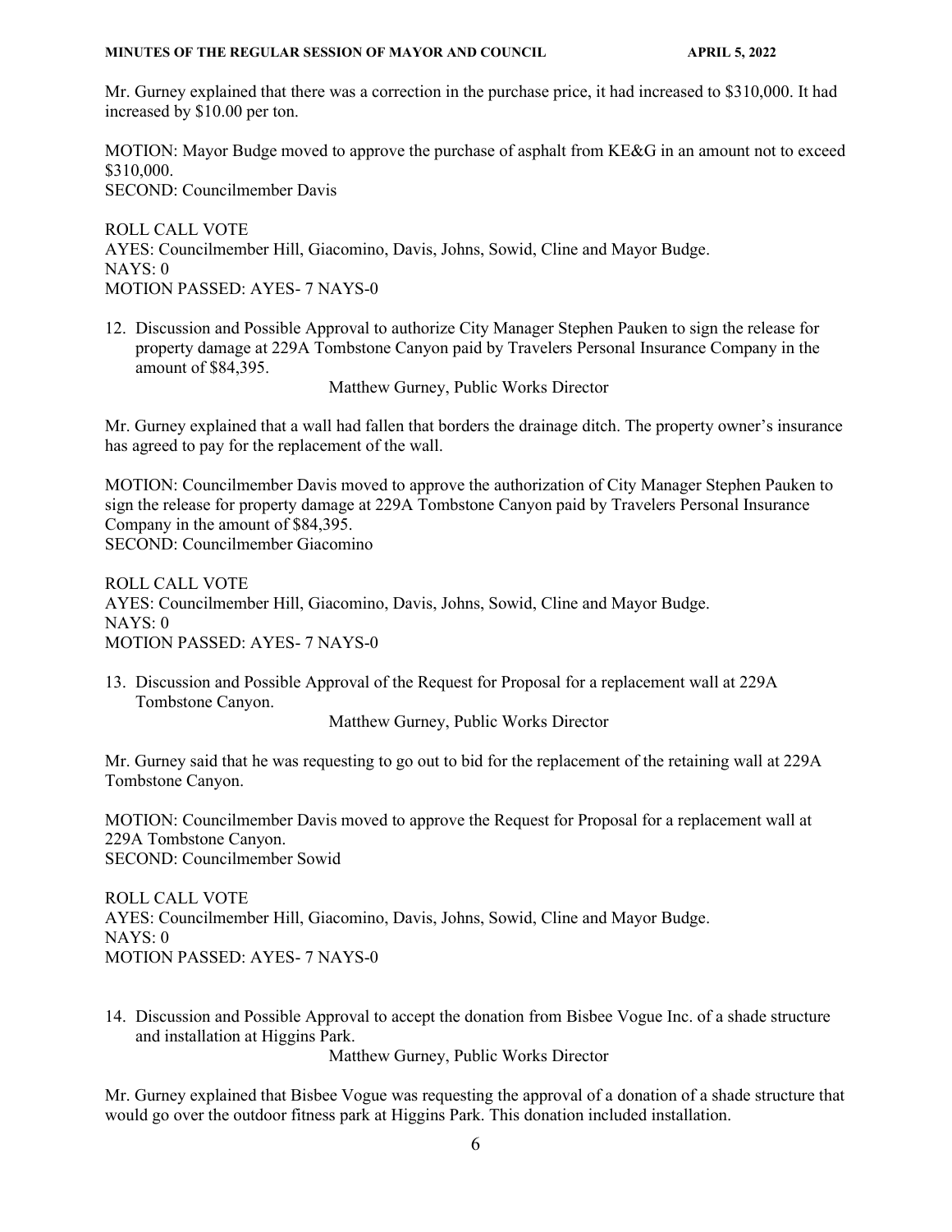Mr. Gurney explained that there was a correction in the purchase price, it had increased to $310,000. It had increased by $10.00 per ton.

MOTION: Mayor Budge moved to approve the purchase of asphalt from KE&G in an amount not to exceed $310,000.
SECOND: Councilmember Davis

ROLL CALL VOTE
AYES: Councilmember Hill, Giacomino, Davis, Johns, Sowid, Cline and Mayor Budge.
NAYS: 0
MOTION PASSED: AYES- 7 NAYS-0

12. Discussion and Possible Approval to authorize City Manager Stephen Pauken to sign the release for property damage at 229A Tombstone Canyon paid by Travelers Personal Insurance Company in the amount of $84,395.

    Matthew Gurney, Public Works Director

Mr. Gurney explained that a wall had fallen that borders the drainage ditch. The property owner's insurance has agreed to pay for the replacement of the wall.

MOTION: Councilmember Davis moved to approve the authorization of City Manager Stephen Pauken to sign the release for property damage at 229A Tombstone Canyon paid by Travelers Personal Insurance Company in the amount of $84,395.
SECOND: Councilmember Giacomino

ROLL CALL VOTE
AYES: Councilmember Hill, Giacomino, Davis, Johns, Sowid, Cline and Mayor Budge.
NAYS: 0
MOTION PASSED: AYES- 7 NAYS-0

13. Discussion and Possible Approval of the Request for Proposal for a replacement wall at 229A Tombstone Canyon.

    Matthew Gurney, Public Works Director

Mr. Gurney said that he was requesting to go out to bid for the replacement of the retaining wall at 229A Tombstone Canyon.

MOTION: Councilmember Davis moved to approve the Request for Proposal for a replacement wall at 229A Tombstone Canyon.
SECOND: Councilmember Sowid

ROLL CALL VOTE
AYES: Councilmember Hill, Giacomino, Davis, Johns, Sowid, Cline and Mayor Budge.
NAYS: 0
MOTION PASSED: AYES- 7 NAYS-0

14. Discussion and Possible Approval to accept the donation from Bisbee Vogue Inc. of a shade structure and installation at Higgins Park.

    Matthew Gurney, Public Works Director

Mr. Gurney explained that Bisbee Vogue was requesting the approval of a donation of a shade structure that would go over the outdoor fitness park at Higgins Park. This donation included installation.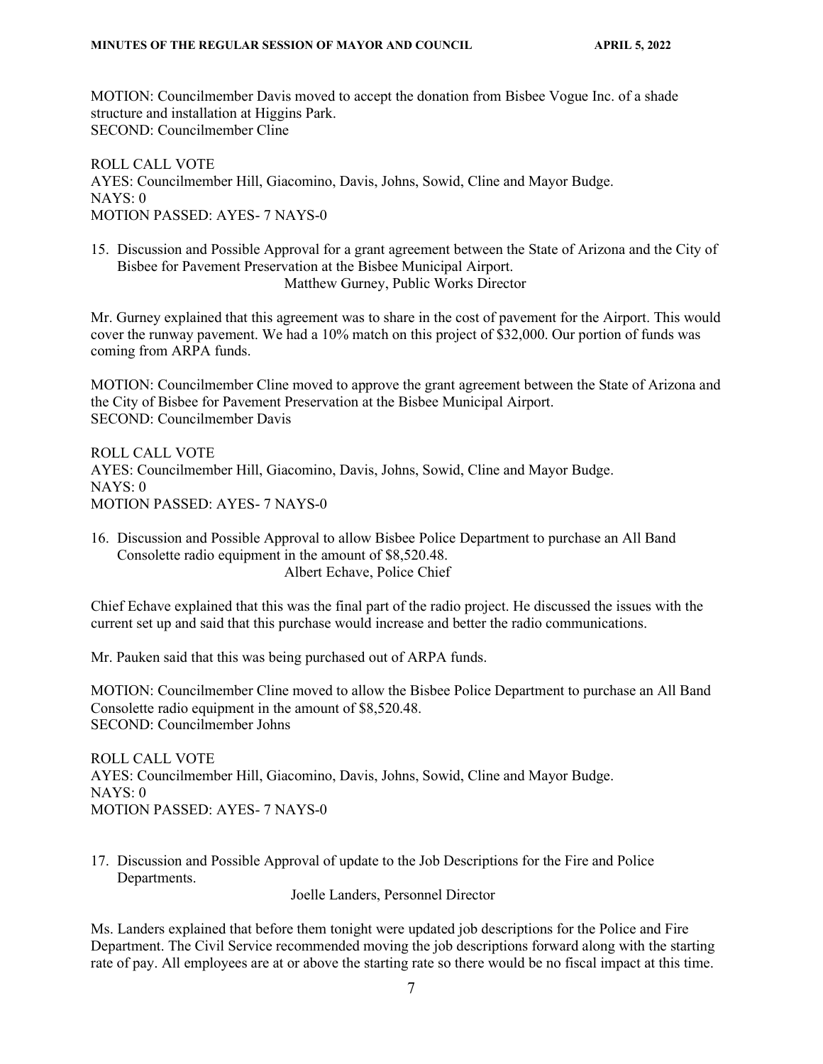MOTION: Councilmember Davis moved to accept the donation from Bisbee Vogue Inc. of a shade structure and installation at Higgins Park.
SECOND: Councilmember Cline

ROLL CALL VOTE
AYES: Councilmember Hill, Giacomino, Davis, Johns, Sowid, Cline and Mayor Budge.
NAYS: 0
MOTION PASSED: AYES- 7 NAYS-0

15. Discussion and Possible Approval for a grant agreement between the State of Arizona and the City of Bisbee for Pavement Preservation at the Bisbee Municipal Airport.
    Matthew Gurney, Public Works Director

Mr. Gurney explained that this agreement was to share in the cost of pavement for the Airport. This would cover the runway pavement. We had a 10% match on this project of $32,000. Our portion of funds was coming from ARPA funds.

MOTION: Councilmember Cline moved to approve the grant agreement between the State of Arizona and the City of Bisbee for Pavement Preservation at the Bisbee Municipal Airport.
SECOND: Councilmember Davis

ROLL CALL VOTE
AYES: Councilmember Hill, Giacomino, Davis, Johns, Sowid, Cline and Mayor Budge.
NAYS: 0
MOTION PASSED: AYES- 7 NAYS-0

16. Discussion and Possible Approval to allow Bisbee Police Department to purchase an All Band Consolette radio equipment in the amount of $8,520.48.
    Albert Echave, Police Chief

Chief Echave explained that this was the final part of the radio project. He discussed the issues with the current set up and said that this purchase would increase and better the radio communications.

Mr. Pauken said that this was being purchased out of ARPA funds.

MOTION: Councilmember Cline moved to allow the Bisbee Police Department to purchase an All Band Consolette radio equipment in the amount of $8,520.48.
SECOND: Councilmember Johns

ROLL CALL VOTE
AYES: Councilmember Hill, Giacomino, Davis, Johns, Sowid, Cline and Mayor Budge.
NAYS: 0
MOTION PASSED: AYES- 7 NAYS-0

17. Discussion and Possible Approval of update to the Job Descriptions for the Fire and Police Departments.
    Joelle Landers, Personnel Director

Ms. Landers explained that before them tonight were updated job descriptions for the Police and Fire Department. The Civil Service recommended moving the job descriptions forward along with the starting rate of pay. All employees are at or above the starting rate so there would be no fiscal impact at this time.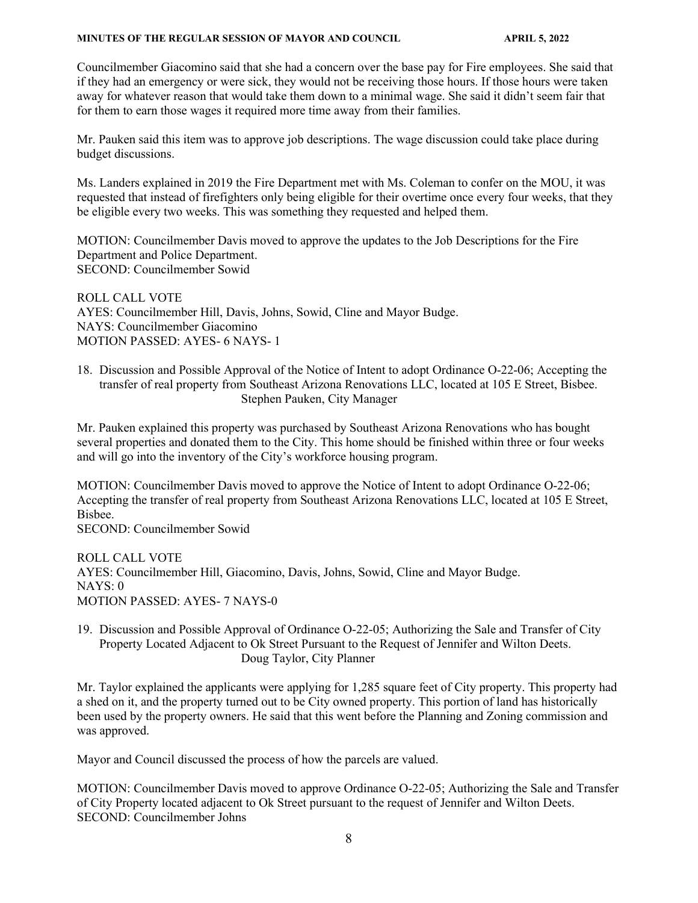Councilmember Giacomino said that she had a concern over the base pay for Fire employees. She said that if they had an emergency or were sick, they would not be receiving those hours. If those hours were taken away for whatever reason that would take them down to a minimal wage. She said it didn't seem fair that for them to earn those wages it required more time away from their families.

Mr. Pauken said this item was to approve job descriptions. The wage discussion could take place during budget discussions.

Ms. Landers explained in 2019 the Fire Department met with Ms. Coleman to confer on the MOU, it was requested that instead of firefighters only being eligible for their overtime once every four weeks, that they be eligible every two weeks. This was something they requested and helped them.

MOTION: Councilmember Davis moved to approve the updates to the Job Descriptions for the Fire Department and Police Department.
SECOND: Councilmember Sowid

ROLL CALL VOTE
AYES: Councilmember Hill, Davis, Johns, Sowid, Cline and Mayor Budge.
NAYS: Councilmember Giacomino
MOTION PASSED: AYES- 6 NAYS- 1

18. Discussion and Possible Approval of the Notice of Intent to adopt Ordinance O-22-06; Accepting the transfer of real property from Southeast Arizona Renovations LLC, located at 105 E Street, Bisbee.
Stephen Pauken, City Manager

Mr. Pauken explained this property was purchased by Southeast Arizona Renovations who has bought several properties and donated them to the City. This home should be finished within three or four weeks and will go into the inventory of the City's workforce housing program.

MOTION: Councilmember Davis moved to approve the Notice of Intent to adopt Ordinance O-22-06; Accepting the transfer of real property from Southeast Arizona Renovations LLC, located at 105 E Street, Bisbee.
SECOND: Councilmember Sowid

ROLL CALL VOTE
AYES: Councilmember Hill, Giacomino, Davis, Johns, Sowid, Cline and Mayor Budge.
NAYS: 0
MOTION PASSED: AYES- 7 NAYS-0

19. Discussion and Possible Approval of Ordinance O-22-05; Authorizing the Sale and Transfer of City Property Located Adjacent to Ok Street Pursuant to the Request of Jennifer and Wilton Deets.
Doug Taylor, City Planner

Mr. Taylor explained the applicants were applying for 1,285 square feet of City property. This property had a shed on it, and the property turned out to be City owned property. This portion of land has historically been used by the property owners. He said that this went before the Planning and Zoning commission and was approved.

Mayor and Council discussed the process of how the parcels are valued.

MOTION: Councilmember Davis moved to approve Ordinance O-22-05; Authorizing the Sale and Transfer of City Property located adjacent to Ok Street pursuant to the request of Jennifer and Wilton Deets.
SECOND: Councilmember Johns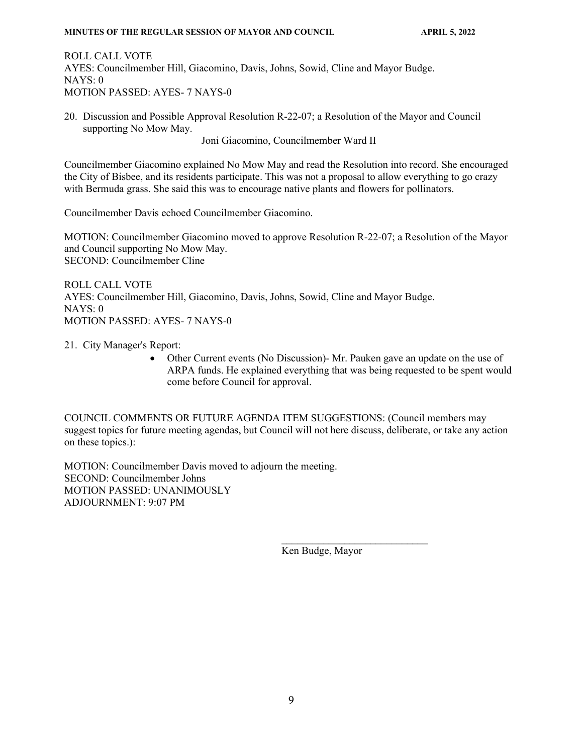ROLL CALL VOTE
AYES: Councilmember Hill, Giacomino, Davis, Johns, Sowid, Cline and Mayor Budge.
NAYS: 0
MOTION PASSED: AYES- 7 NAYS-0

20. Discussion and Possible Approval Resolution R-22-07; a Resolution of the Mayor and Council supporting No Mow May.

    Joni Giacomino, Councilmember Ward II

Councilmember Giacomino explained No Mow May and read the Resolution into record. She encouraged the City of Bisbee, and its residents participate. This was not a proposal to allow everything to go crazy with Bermuda grass. She said this was to encourage native plants and flowers for pollinators.

Councilmember Davis echoed Councilmember Giacomino.

MOTION: Councilmember Giacomino moved to approve Resolution R-22-07; a Resolution of the Mayor and Council supporting No Mow May.
SECOND: Councilmember Cline

ROLL CALL VOTE
AYES: Councilmember Hill, Giacomino, Davis, Johns, Sowid, Cline and Mayor Budge.
NAYS: 0
MOTION PASSED: AYES- 7 NAYS-0

21. City Manager's Report:
    - Other Current events (No Discussion)- Mr. Pauken gave an update on the use of ARPA funds. He explained everything that was being requested to be spent would come before Council for approval.

COUNCIL COMMENTS OR FUTURE AGENDA ITEM SUGGESTIONS: (Council members may suggest topics for future meeting agendas, but Council will not here discuss, deliberate, or take any action on these topics.):

MOTION: Councilmember Davis moved to adjourn the meeting.
SECOND: Councilmember Johns
MOTION PASSED: UNANIMOUSLY
ADJOURNMENT: 9:07 PM

\_\_\_\_\_\_\_\_\_\_\_\_\_\_\_\_\_\_\_\_\_\_\_\_\_\_\_\_
Ken Budge, Mayor